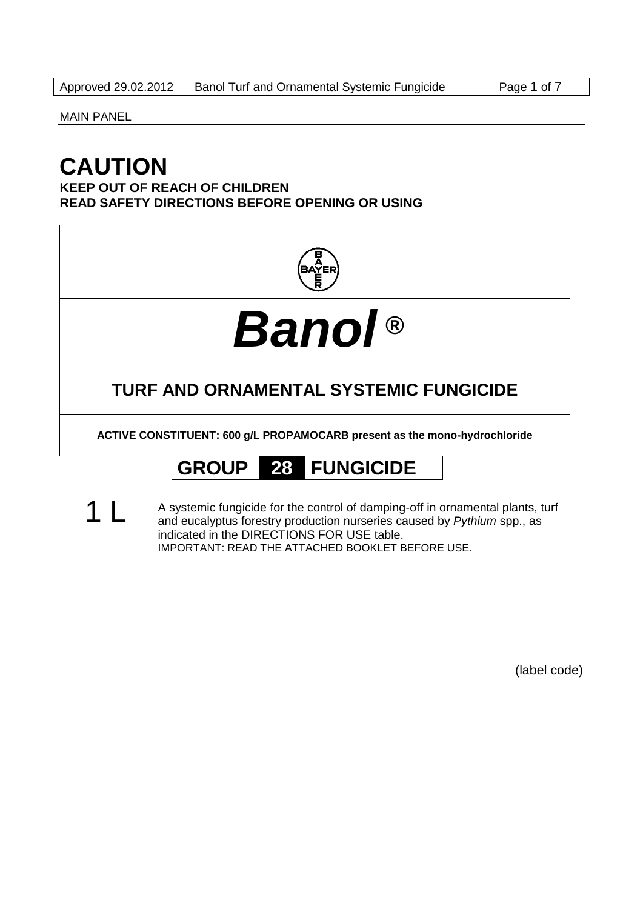MAIN PANEL

# CAUTION

**KEEP OUT OF REACH OF CHILDREN**
**READ SAFETY DIRECTIONS BEFORE OPENING OR USING**

BAYER

# *Banol* ®

## TURF AND ORNAMENTAL SYSTEMIC FUNGICIDE

**ACTIVE CONSTITUENT: 600 g/L PROPAMOCARB present as the mono-hydrochloride**

**GROUP 28 FUNGICIDE**

1 L

A systemic fungicide for the control of damping-off in ornamental plants, turf and eucalyptus forestry production nurseries caused by *Pythium* spp., as indicated in the DIRECTIONS FOR USE table.
IMPORTANT: READ THE ATTACHED BOOKLET BEFORE USE.

(label code)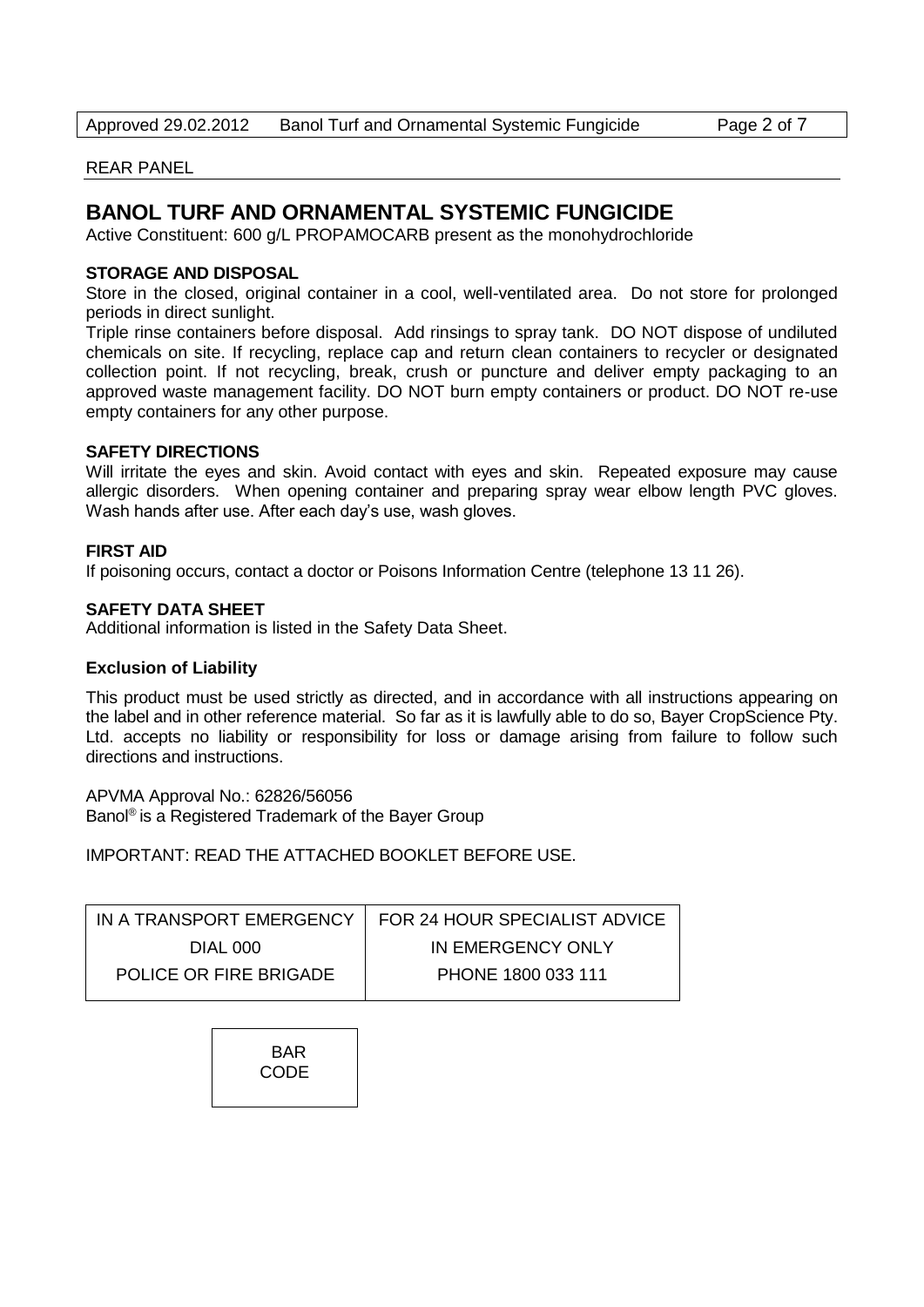REAR PANEL

# BANOL TURF AND ORNAMENTAL SYSTEMIC FUNGICIDE

Active Constituent: 600 g/L PROPAMOCARB present as the monohydrochloride

**STORAGE AND DISPOSAL**

Store in the closed, original container in a cool, well-ventilated area. Do not store for prolonged periods in direct sunlight.

Triple rinse containers before disposal. Add rinsings to spray tank. DO NOT dispose of undiluted chemicals on site. If recycling, replace cap and return clean containers to recycler or designated collection point. If not recycling, break, crush or puncture and deliver empty packaging to an approved waste management facility. DO NOT burn empty containers or product. DO NOT re-use empty containers for any other purpose.

**SAFETY DIRECTIONS**

Will irritate the eyes and skin. Avoid contact with eyes and skin. Repeated exposure may cause allergic disorders. When opening container and preparing spray wear elbow length PVC gloves. Wash hands after use. After each day's use, wash gloves.

**FIRST AID**

If poisoning occurs, contact a doctor or Poisons Information Centre (telephone 13 11 26).

**SAFETY DATA SHEET**

Additional information is listed in the Safety Data Sheet.

**Exclusion of Liability**

This product must be used strictly as directed, and in accordance with all instructions appearing on the label and in other reference material. So far as it is lawfully able to do so, Bayer CropScience Pty. Ltd. accepts no liability or responsibility for loss or damage arising from failure to follow such directions and instructions.

APVMA Approval No.: 62826/56056

Banol® is a Registered Trademark of the Bayer Group

IMPORTANT: READ THE ATTACHED BOOKLET BEFORE USE.

| IN A TRANSPORT EMERGENCY | FOR 24 HOUR SPECIALIST ADVICE |
|---|---|
| DIAL 000 | IN EMERGENCY ONLY |
| POLICE OR FIRE BRIGADE | PHONE 1800 033 111 |

BAR CODE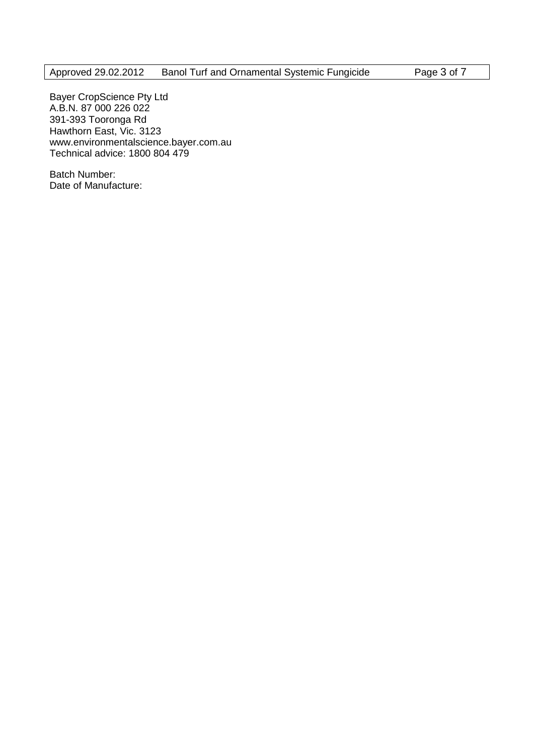Bayer CropScience Pty Ltd
A.B.N. 87 000 226 022
391-393 Tooronga Rd
Hawthorn East, Vic. 3123
www.environmentalscience.bayer.com.au
Technical advice: 1800 804 479

Batch Number:
Date of Manufacture: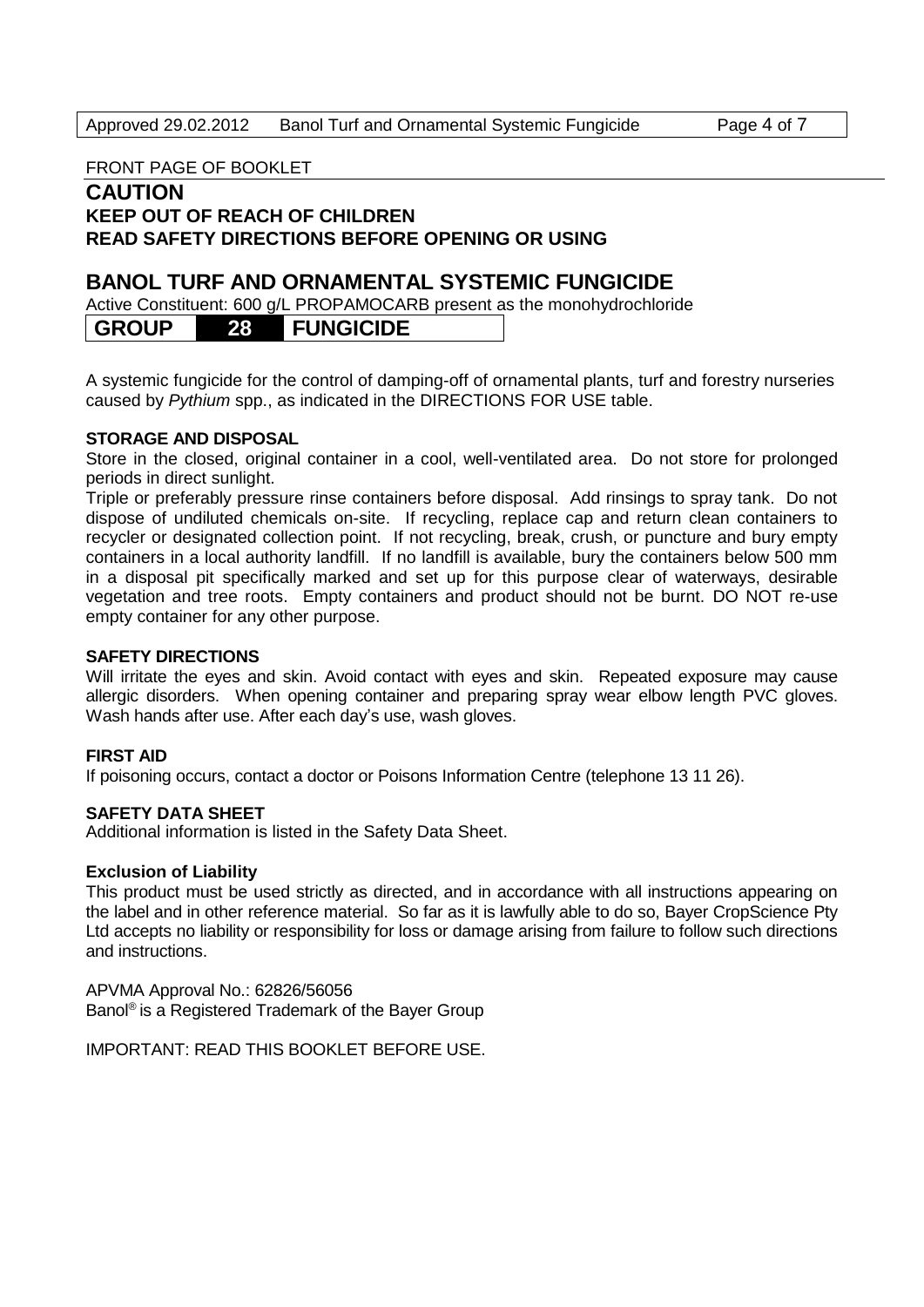FRONT PAGE OF BOOKLET

## CAUTION

**KEEP OUT OF REACH OF CHILDREN**
**READ SAFETY DIRECTIONS BEFORE OPENING OR USING**

# BANOL TURF AND ORNAMENTAL SYSTEMIC FUNGICIDE

Active Constituent: 600 g/L PROPAMOCARB present as the monohydrochloride

| GROUP | 28 | FUNGICIDE |
|---|---|---|

A systemic fungicide for the control of damping-off of ornamental plants, turf and forestry nurseries caused by *Pythium* spp., as indicated in the DIRECTIONS FOR USE table.

**STORAGE AND DISPOSAL**

Store in the closed, original container in a cool, well-ventilated area. Do not store for prolonged periods in direct sunlight.

Triple or preferably pressure rinse containers before disposal. Add rinsings to spray tank. Do not dispose of undiluted chemicals on-site. If recycling, replace cap and return clean containers to recycler or designated collection point. If not recycling, break, crush, or puncture and bury empty containers in a local authority landfill. If no landfill is available, bury the containers below 500 mm in a disposal pit specifically marked and set up for this purpose clear of waterways, desirable vegetation and tree roots. Empty containers and product should not be burnt. DO NOT re-use empty container for any other purpose.

**SAFETY DIRECTIONS**

Will irritate the eyes and skin. Avoid contact with eyes and skin. Repeated exposure may cause allergic disorders. When opening container and preparing spray wear elbow length PVC gloves. Wash hands after use. After each day's use, wash gloves.

**FIRST AID**

If poisoning occurs, contact a doctor or Poisons Information Centre (telephone 13 11 26).

**SAFETY DATA SHEET**

Additional information is listed in the Safety Data Sheet.

**Exclusion of Liability**

This product must be used strictly as directed, and in accordance with all instructions appearing on the label and in other reference material. So far as it is lawfully able to do so, Bayer CropScience Pty Ltd accepts no liability or responsibility for loss or damage arising from failure to follow such directions and instructions.

APVMA Approval No.: 62826/56056
Banol® is a Registered Trademark of the Bayer Group

IMPORTANT: READ THIS BOOKLET BEFORE USE.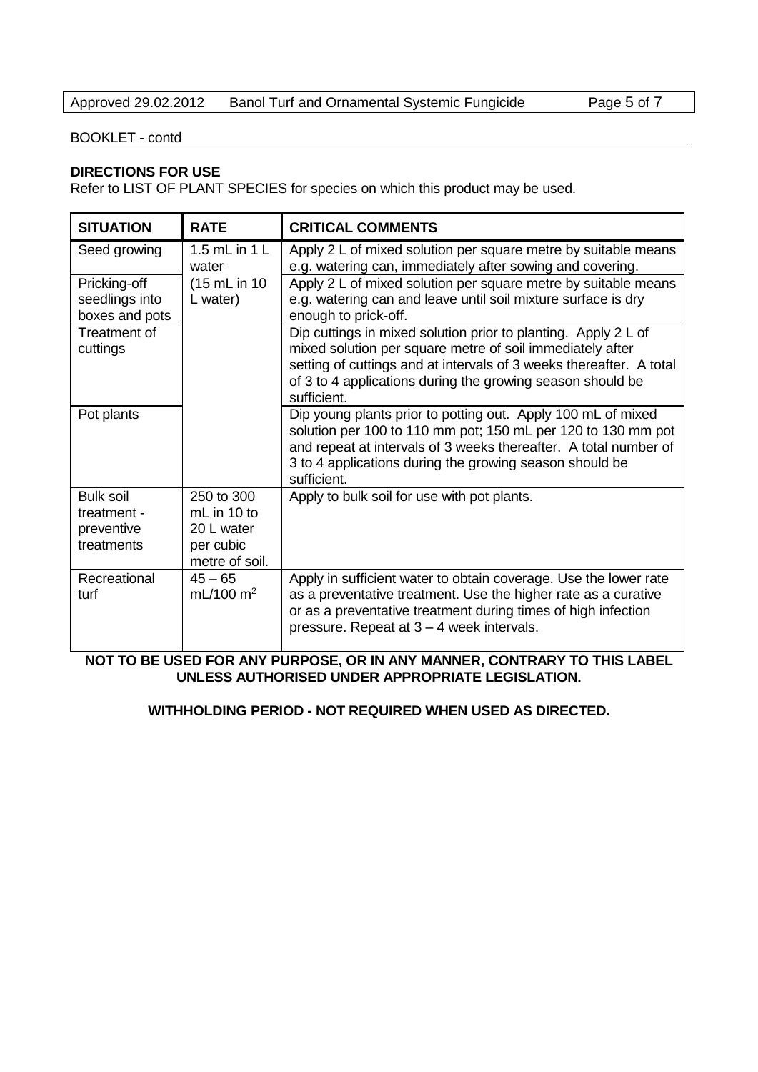BOOKLET - contd

**DIRECTIONS FOR USE**

Refer to LIST OF PLANT SPECIES for species on which this product may be used.

| SITUATION | RATE | CRITICAL COMMENTS |
|---|---|---|
| Seed growing | 1.5 mL in 1 L water (15 mL in 10 L water) | Apply 2 L of mixed solution per square metre by suitable means e.g. watering can, immediately after sowing and covering. |
| Pricking-off seedlings into boxes and pots | | Apply 2 L of mixed solution per square metre by suitable means e.g. watering can and leave until soil mixture surface is dry enough to prick-off. |
| Treatment of cuttings | | Dip cuttings in mixed solution prior to planting. Apply 2 L of mixed solution per square metre of soil immediately after setting of cuttings and at intervals of 3 weeks thereafter. A total of 3 to 4 applications during the growing season should be sufficient. |
| Pot plants | | Dip young plants prior to potting out. Apply 100 mL of mixed solution per 100 to 110 mm pot; 150 mL per 120 to 130 mm pot and repeat at intervals of 3 weeks thereafter. Total number of 3 to 4 applications during the growing season should be sufficient. |
| Bulk soil treatment - preventive treatments | 250 to 300 mL in 10 to 20 L water per cubic metre of soil. | Apply to bulk soil for use with pot plants. |
| Recreational turf | 45 – 65 mL/100 $m^2$ | Apply in sufficient water to obtain coverage. Use the lower rate as a preventative treatment. Use the higher rate as a curative or as a preventative treatment during times of high infection pressure. Repeat at 3 – 4 week intervals. |

**NOT TO BE USED FOR ANY PURPOSE, OR IN ANY MANNER, CONTRARY TO THIS LABEL UNLESS AUTHORISED UNDER APPROPRIATE LEGISLATION.**

**WITHHOLDING PERIOD - NOT REQUIRED WHEN USED AS DIRECTED.**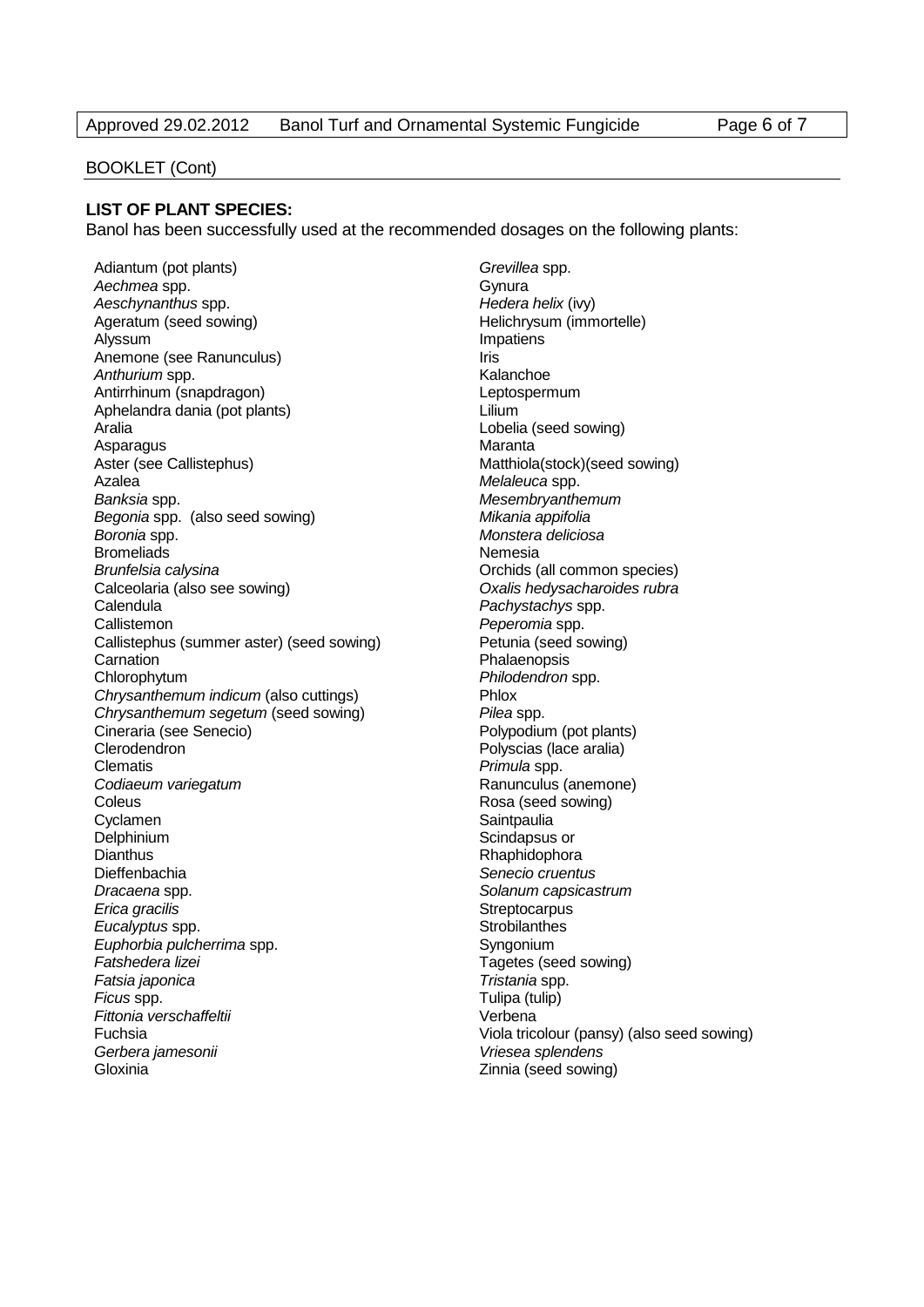BOOKLET (Cont)

**LIST OF PLANT SPECIES:**

Banol has been successfully used at the recommended dosages on the following plants:

Adiantum (pot plants)
*Aechmea* spp.
*Aeschynanthus* spp.
Ageratum (seed sowing)
Alyssum
Anemone (see Ranunculus)
*Anthurium* spp.
Antirrhinum (snapdragon)
Aphelandra dania (pot plants)
Aralia
Asparagus
Aster (see Callistephus)
Azalea
*Banksia* spp.
*Begonia* spp. (also seed sowing)
*Boronia* spp.
Bromeliads
*Brunfelsia calysina*
Calceolaria (also see sowing)
Calendula
Callistemon
Callistephus (summer aster) (seed sowing)
Carnation
Chlorophytum
*Chrysanthemum indicum* (also cuttings)
*Chrysanthemum segetum* (seed sowing)
Cineraria (see Senecio)
Clerodendron
Clematis
*Codiaeum variegatum*
Coleus
Cyclamen
Delphinium
Dianthus
Dieffenbachia
*Dracaena* spp.
*Erica gracilis*
*Eucalyptus* spp.
*Euphorbia pulcherrima* spp.
*Fatshedera lizei*
*Fatsia japonica*
*Ficus* spp.
*Fittonia verschaffeltii*
Fuchsia
*Gerbera jamesonii*
Gloxinia
*Grevillea* spp.
Gynura
*Hedera helix* (ivy)
Helichrysum (immortelle)
Impatiens
Iris
Kalanchoe
Leptospermum
Lilium
Lobelia (seed sowing)
Maranta
Matthiola(stock)(seed sowing)
*Melaleuca* spp.
*Mesembryanthemum*
*Mikania appifolia*
*Monstera deliciosa*
Nemesia
Orchids (all common species)
*Oxalis hedysacharoides rubra*
*Pachystachys* spp.
*Peperomia* spp.
Petunia (seed sowing)
Phalaenopsis
*Philodendron* spp.
Phlox
*Pilea* spp.
Polypodium (pot plants)
Polyscias (lace aralia)
*Primula* spp.
Ranunculus (anemone)
Rosa (seed sowing)
Saintpaulia
Scindapsus or
Rhaphidophora
*Senecio cruentus*
*Solanum capsicastrum*
Streptocarpus
Strobilanthes
Syngonium
Tagetes (seed sowing)
*Tristania* spp.
Tulipa (tulip)
Verbena
Viola tricolour (pansy) (also seed sowing)
*Vriesea splendens*
Zinnia (seed sowing)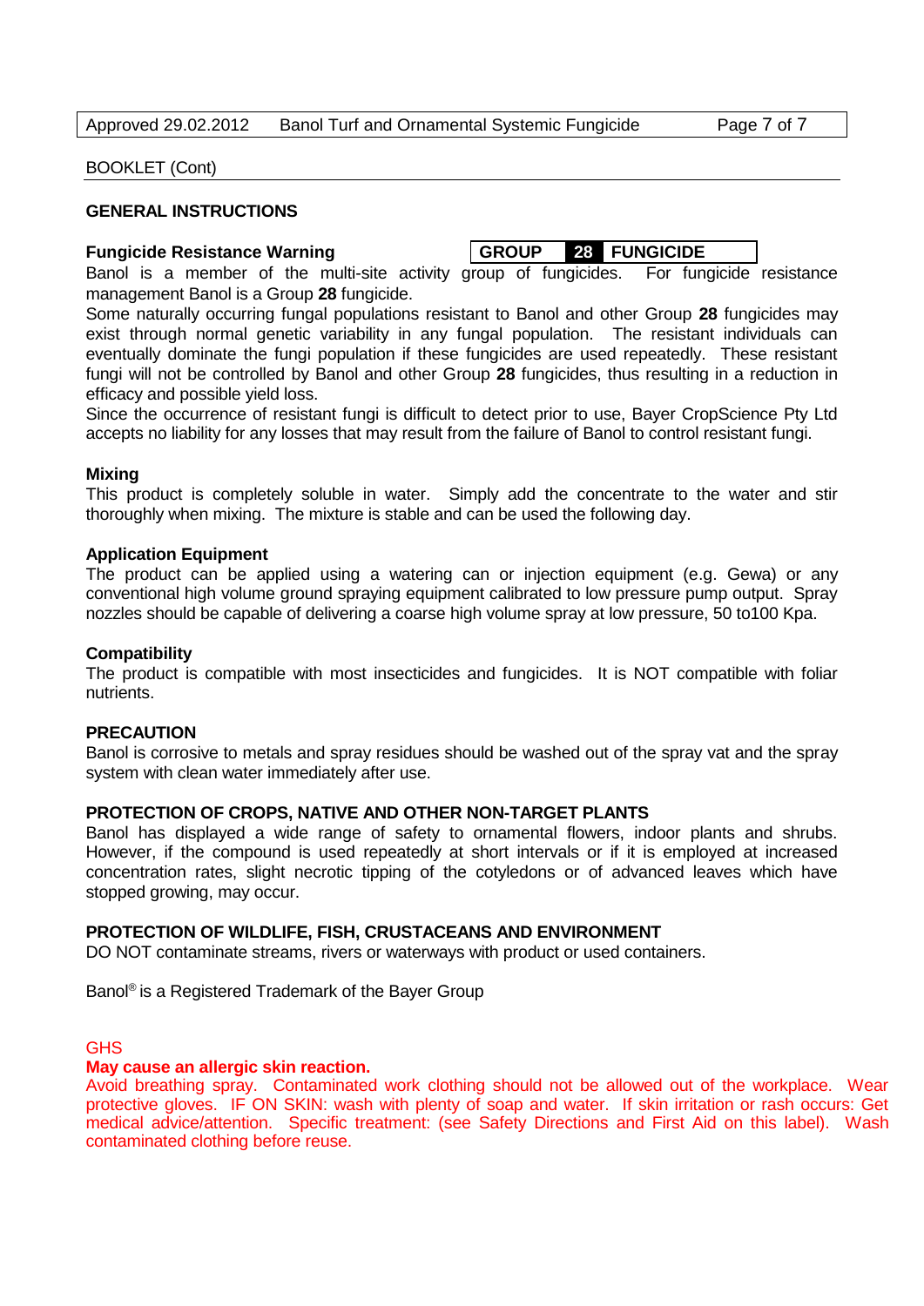BOOKLET (Cont)

## GENERAL INSTRUCTIONS

### Fungicide Resistance Warning

**GROUP 28 FUNGICIDE**

Banol is a member of the multi-site activity group of fungicides. For fungicide resistance management Banol is a Group **28** fungicide.

Some naturally occurring fungal populations resistant to Banol and other Group **28** fungicides may exist through normal genetic variability in any fungal population. The resistant individuals can eventually dominate the fungi population if these fungicides are used repeatedly. These resistant fungi will not be controlled by Banol and other Group **28** fungicides, thus resulting in a reduction in efficacy and possible yield loss.

Since the occurrence of resistant fungi is difficult to detect prior to use, Bayer CropScience Pty Ltd accepts no liability for any losses that may result from the failure of Banol to control resistant fungi.

### Mixing

This product is completely soluble in water. Simply add the concentrate to the water and stir thoroughly when mixing. The mixture is stable and can be used the following day.

### Application Equipment

The product can be applied using a watering can or injection equipment (e.g. Gewa) or any conventional high volume ground spraying equipment calibrated to low pressure pump output. Spray nozzles should be capable of delivering a coarse high volume spray at low pressure, 50 to100 Kpa.

### Compatibility

The product is compatible with most insecticides and fungicides. It is NOT compatible with foliar nutrients.

### PRECAUTION

Banol is corrosive to metals and spray residues should be washed out of the spray vat and the spray system with clean water immediately after use.

### PROTECTION OF CROPS, NATIVE AND OTHER NON-TARGET PLANTS

Banol has displayed a wide range of safety to ornamental flowers, indoor plants and shrubs. However, if the compound is used repeatedly at short intervals or if it is employed at increased concentration rates, slight necrotic tipping of the cotyledons or of advanced leaves which have stopped growing, may occur.

### PROTECTION OF WILDLIFE, FISH, CRUSTACEANS AND ENVIRONMENT

DO NOT contaminate streams, rivers or waterways with product or used containers.

Banol® is a Registered Trademark of the Bayer Group

GHS

**May cause an allergic skin reaction.**

Avoid breathing spray. Contaminated work clothing should not be allowed out of the workplace. Wear protective gloves. IF ON SKIN: wash with plenty of soap and water. If skin irritation or rash occurs: Get medical advice/attention. Specific treatment: (see Safety Directions and First Aid on this label). Wash contaminated clothing before reuse.